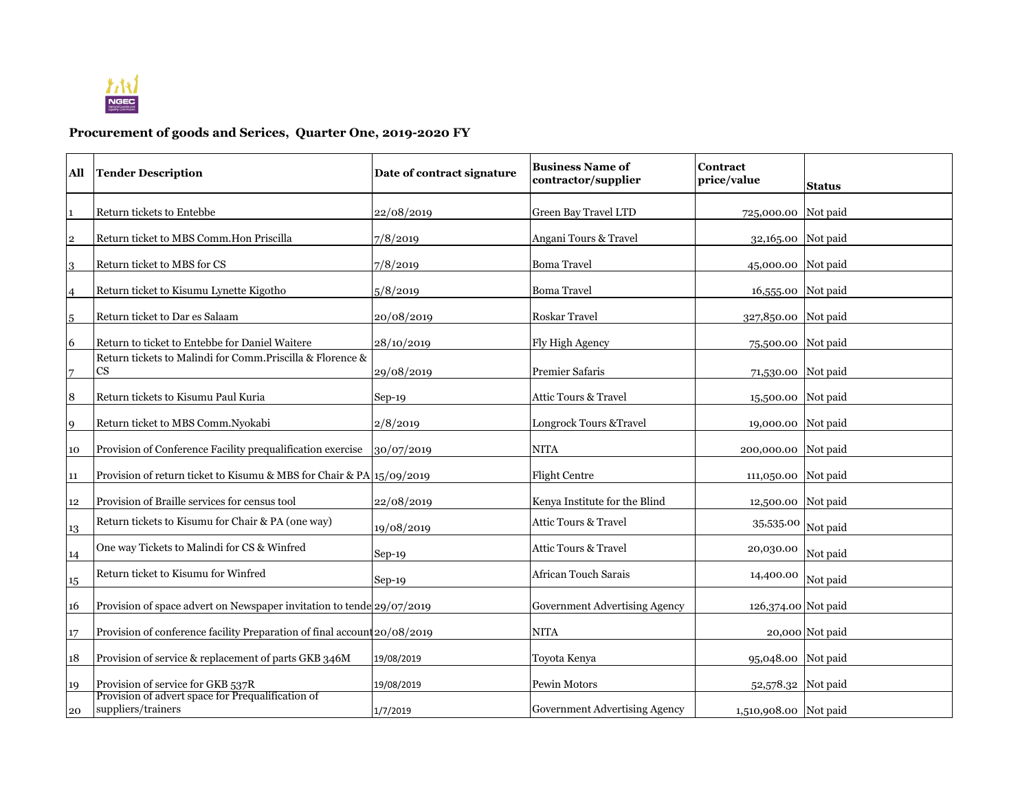## Procurement of goods and Serices, Quarter One, 2019-2020 FY

| All | Tender Description | Date of contract signature | Business Name of contractor/supplier | Contract price/value | Status |
|---|---|---|---|---|---|
| 1 | Return tickets to Entebbe | 22/08/2019 | Green Bay Travel LTD | 725,000.00 | Not paid |
| 2 | Return ticket to MBS Comm.Hon Priscilla | 7/8/2019 | Angani Tours & Travel | 32,165.00 | Not paid |
| 3 | Return ticket to MBS for CS | 7/8/2019 | Boma Travel | 45,000.00 | Not paid |
| 4 | Return ticket to Kisumu Lynette Kigotho | 5/8/2019 | Boma Travel | 16,555.00 | Not paid |
| 5 | Return ticket to Dar es Salaam | 20/08/2019 | Roskar Travel | 327,850.00 | Not paid |
| 6 | Return to ticket to Entebbe for Daniel Waitere | 28/10/2019 | Fly High Agency | 75,500.00 | Not paid |
| 7 | Return tickets to Malindi for Comm.Priscilla & Florence & CS | 29/08/2019 | Premier Safaris | 71,530.00 | Not paid |
| 8 | Return tickets to Kisumu Paul Kuria | Sep-19 | Attic Tours & Travel | 15,500.00 | Not paid |
| 9 | Return ticket to MBS Comm.Nyokabi | 2/8/2019 | Longrock Tours &Travel | 19,000.00 | Not paid |
| 10 | Provision of Conference Facility prequalification exercise | 30/07/2019 | NITA | 200,000.00 | Not paid |
| 11 | Provision of return ticket to Kisumu & MBS for Chair & PA | 15/09/2019 | Flight Centre | 111,050.00 | Not paid |
| 12 | Provision of Braille services for census tool | 22/08/2019 | Kenya Institute for the Blind | 12,500.00 | Not paid |
| 13 | Return tickets to Kisumu for Chair & PA (one way) | 19/08/2019 | Attic Tours & Travel | 35,535.00 | Not paid |
| 14 | One way Tickets to Malindi for CS & Winfred | Sep-19 | Attic Tours & Travel | 20,030.00 | Not paid |
| 15 | Return ticket to Kisumu for Winfred | Sep-19 | African Touch Sarais | 14,400.00 | Not paid |
| 16 | Provision of space advert on Newspaper invitation to tende | 29/07/2019 | Government Advertising Agency | 126,374.00 | Not paid |
| 17 | Provision of conference facility Preparation of final account | 20/08/2019 | NITA | 20,000 | Not paid |
| 18 | Provision of service & replacement of parts GKB 346M | 19/08/2019 | Toyota Kenya | 95,048.00 | Not paid |
| 19 | Provision of service for GKB 537R | 19/08/2019 | Pewin Motors | 52,578.32 | Not paid |
| 20 | Provision of advert space for Prequalification of suppliers/trainers | 1/7/2019 | Government Advertising Agency | 1,510,908.00 | Not paid |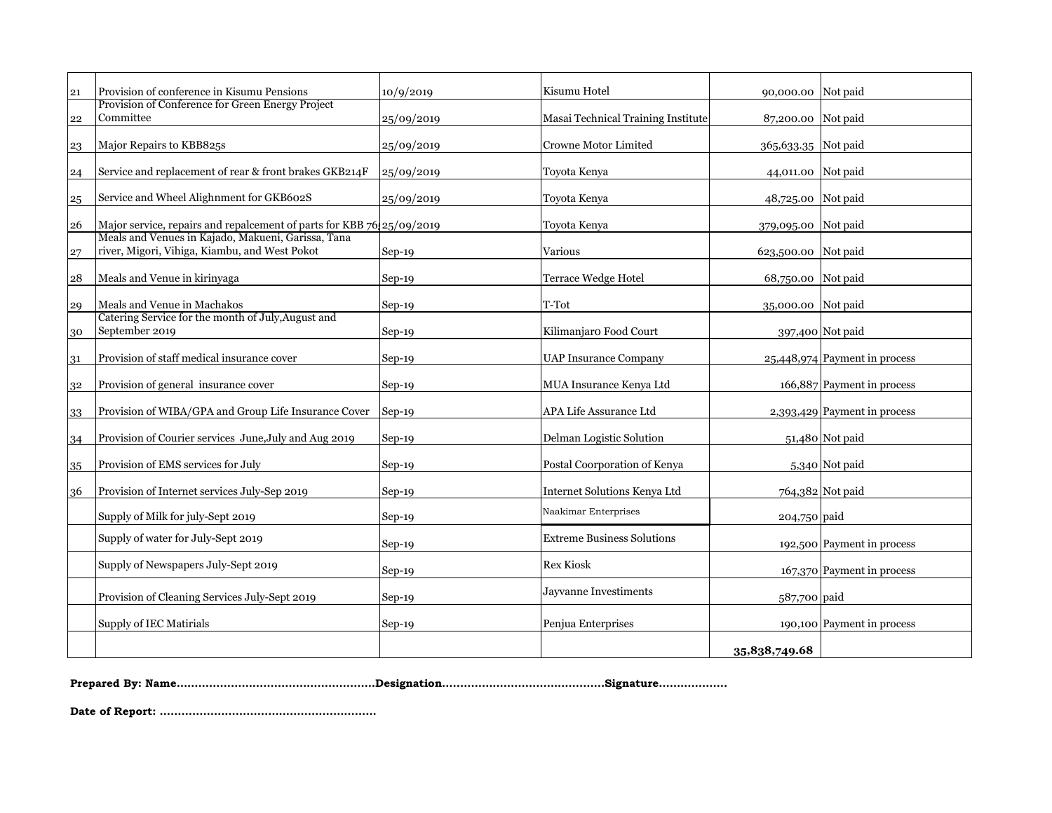| | | | | | |
|---|---|---|---|---|---|
| 21 | Provision of conference in Kisumu Pensions | 10/9/2019 | Kisumu Hotel | 90,000.00 | Not paid |
| 22 | Provision of Conference for Green Energy Project Committee | 25/09/2019 | Masai Technical Training Institute | 87,200.00 | Not paid |
| 23 | Major Repairs to KBB825s | 25/09/2019 | Crowne Motor Limited | 365,633.35 | Not paid |
| 24 | Service and replacement of rear & front brakes GKB214F | 25/09/2019 | Toyota Kenya | 44,011.00 | Not paid |
| 25 | Service and Wheel Alighnment for GKB602S | 25/09/2019 | Toyota Kenya | 48,725.00 | Not paid |
| 26 | Major service, repairs and repalcement of parts for KBB 76 | 25/09/2019 | Toyota Kenya | 379,095.00 | Not paid |
| 27 | Meals and Venues in Kajado, Makueni, Garissa, Tana river, Migori, Vihiga, Kiambu, and West Pokot | Sep-19 | Various | 623,500.00 | Not paid |
| 28 | Meals and Venue in kirinyaga | Sep-19 | Terrace Wedge Hotel | 68,750.00 | Not paid |
| 29 | Meals and Venue in Machakos | Sep-19 | T-Tot | 35,000.00 | Not paid |
| 30 | Catering Service for the month of July,August and September 2019 | Sep-19 | Kilimanjaro Food Court | 397,400 | Not paid |
| 31 | Provision of staff medical insurance cover | Sep-19 | UAP Insurance Company | 25,448,974 | Payment in process |
| 32 | Provision of general insurance cover | Sep-19 | MUA Insurance Kenya Ltd | 166,887 | Payment in process |
| 33 | Provision of WIBA/GPA and Group Life Insurance Cover | Sep-19 | APA Life Assurance Ltd | 2,393,429 | Payment in process |
| 34 | Provision of Courier services June,July and Aug 2019 | Sep-19 | Delman Logistic Solution | 51,480 | Not paid |
| 35 | Provision of EMS services for July | Sep-19 | Postal Coorporation of Kenya | 5,340 | Not paid |
| 36 | Provision of Internet services July-Sep 2019 | Sep-19 | Internet Solutions Kenya Ltd | 764,382 | Not paid |
| | Supply of Milk for july-Sept 2019 | Sep-19 | Naakimar Enterprises | 204,750 | paid |
| | Supply of water for July-Sept 2019 | Sep-19 | Extreme Business Solutions | 192,500 | Payment in process |
| | Supply of Newspapers July-Sept 2019 | Sep-19 | Rex Kiosk | 167,370 | Payment in process |
| | Provision of Cleaning Services July-Sept 2019 | Sep-19 | Jayvanne Investiments | 587,700 | paid |
| | Supply of IEC Matirials | Sep-19 | Penjua Enterprises | 190,100 | Payment in process |
| | | | | **35,838,749.68** | |

**Prepared By: Name........................................................Designation.............................................Signature...................**

**Date of Report: .............................................................**